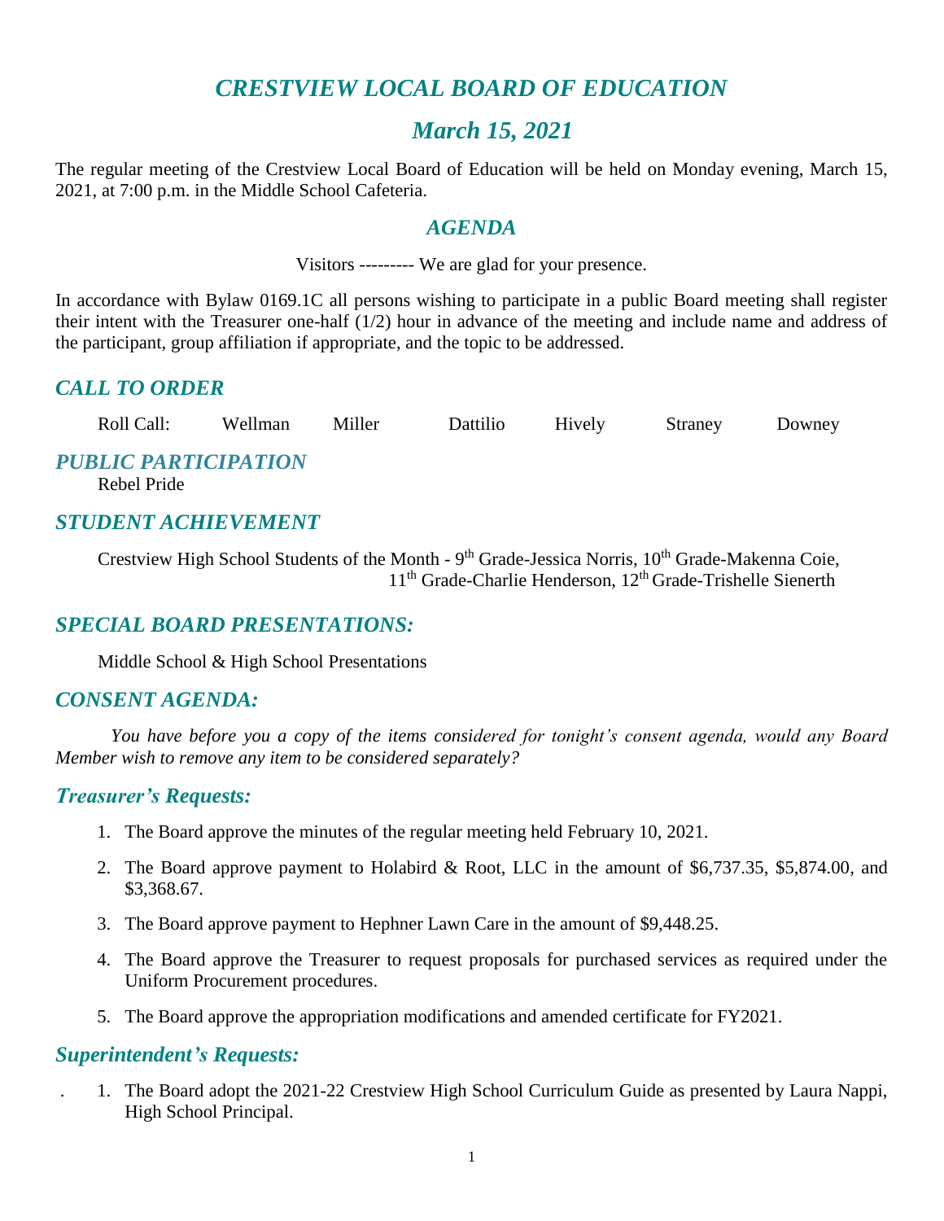# *CRESTVIEW LOCAL BOARD OF EDUCATION*

## *March 15, 2021*

The regular meeting of the Crestview Local Board of Education will be held on Monday evening, March 15, 2021, at 7:00 p.m. in the Middle School Cafeteria.

### *AGENDA*

Visitors --------- We are glad for your presence.

In accordance with Bylaw 0169.1C all persons wishing to participate in a public Board meeting shall register their intent with the Treasurer one-half (1/2) hour in advance of the meeting and include name and address of the participant, group affiliation if appropriate, and the topic to be addressed.

### *CALL TO ORDER*

Roll Call: Wellman Miller Dattilio Hively Straney Downey

### *PUBLIC PARTICIPATION*

Rebel Pride

### *STUDENT ACHIEVEMENT*

Crestview High School Students of the Month - 9th Grade-Jessica Norris, 10th Grade-Makenna Coie, 11th Grade-Charlie Henderson, 12th Grade-Trishelle Sienerth

### *SPECIAL BOARD PRESENTATIONS:*

Middle School & High School Presentations

### *CONSENT AGENDA:*

*You have before you a copy of the items considered for tonight's consent agenda, would any Board Member wish to remove any item to be considered separately?*

### *Treasurer's Requests:*

1. The Board approve the minutes of the regular meeting held February 10, 2021.
2. The Board approve payment to Holabird & Root, LLC in the amount of $6,737.35, $5,874.00, and $3,368.67.
3. The Board approve payment to Hephner Lawn Care in the amount of $9,448.25.
4. The Board approve the Treasurer to request proposals for purchased services as required under the Uniform Procurement procedures.
5. The Board approve the appropriation modifications and amended certificate for FY2021.

### *Superintendent's Requests:*

1. The Board adopt the 2021-22 Crestview High School Curriculum Guide as presented by Laura Nappi, High School Principal.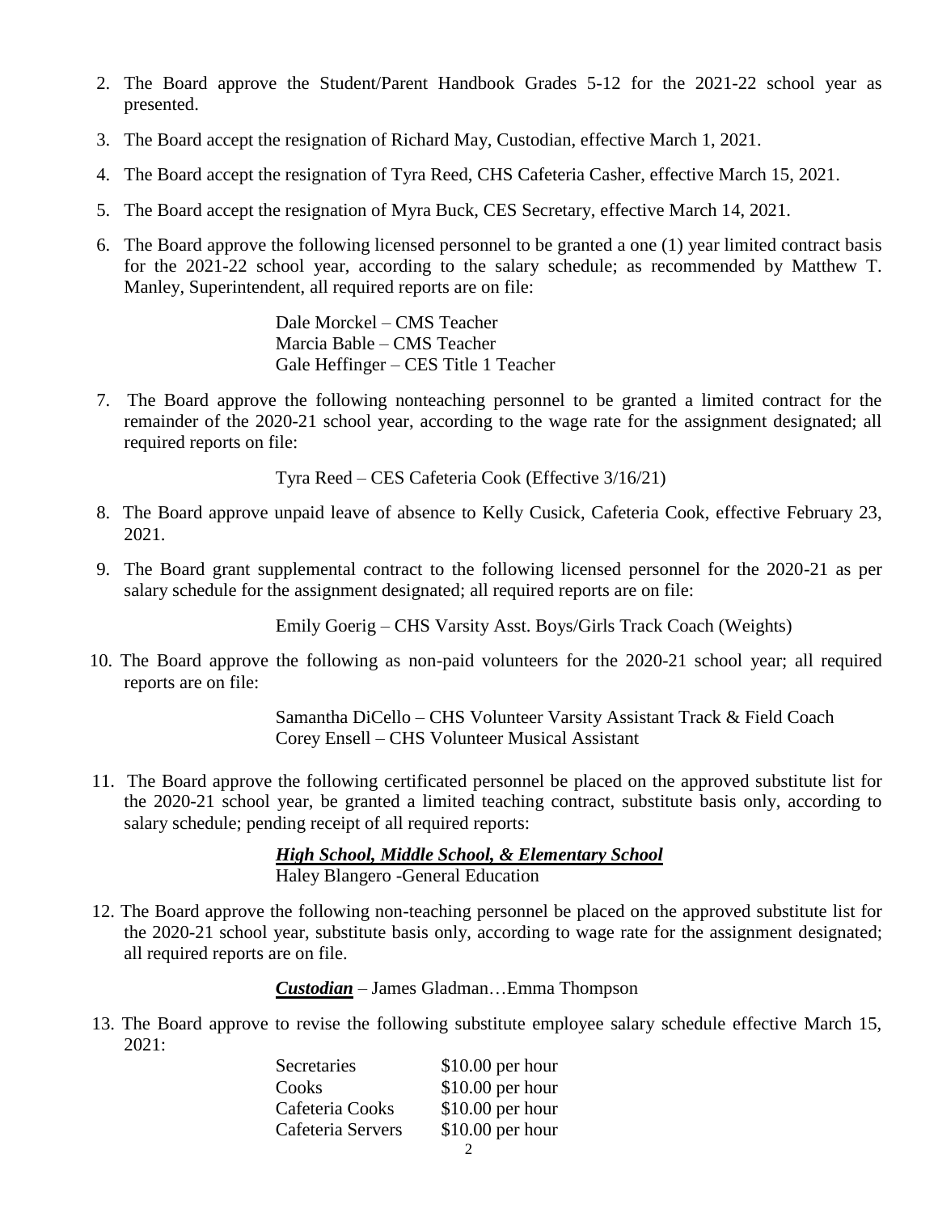2. The Board approve the Student/Parent Handbook Grades 5-12 for the 2021-22 school year as presented.

3. The Board accept the resignation of Richard May, Custodian, effective March 1, 2021.

4. The Board accept the resignation of Tyra Reed, CHS Cafeteria Casher, effective March 15, 2021.

5. The Board accept the resignation of Myra Buck, CES Secretary, effective March 14, 2021.

6. The Board approve the following licensed personnel to be granted a one (1) year limited contract basis for the 2021-22 school year, according to the salary schedule; as recommended by Matthew T. Manley, Superintendent, all required reports are on file:

   Dale Morckel – CMS Teacher
   Marcia Bable – CMS Teacher
   Gale Heffinger – CES Title 1 Teacher

7. The Board approve the following nonteaching personnel to be granted a limited contract for the remainder of the 2020-21 school year, according to the wage rate for the assignment designated; all required reports on file:

   Tyra Reed – CES Cafeteria Cook (Effective 3/16/21)

8. The Board approve unpaid leave of absence to Kelly Cusick, Cafeteria Cook, effective February 23, 2021.

9. The Board grant supplemental contract to the following licensed personnel for the 2020-21 as per salary schedule for the assignment designated; all required reports are on file:

   Emily Goerig – CHS Varsity Asst. Boys/Girls Track Coach (Weights)

10. The Board approve the following as non-paid volunteers for the 2020-21 school year; all required reports are on file:

    Samantha DiCello – CHS Volunteer Varsity Assistant Track & Field Coach
    Corey Ensell – CHS Volunteer Musical Assistant

11. The Board approve the following certificated personnel be placed on the approved substitute list for the 2020-21 school year, be granted a limited teaching contract, substitute basis only, according to salary schedule; pending receipt of all required reports:

    ***High School, Middle School, & Elementary School***
    Haley Blangero -General Education

12. The Board approve the following non-teaching personnel be placed on the approved substitute list for the 2020-21 school year, substitute basis only, according to wage rate for the assignment designated; all required reports are on file.

    ***Custodian*** – James Gladman…Emma Thompson

13. The Board approve to revise the following substitute employee salary schedule effective March 15, 2021:

| | |
|---|---|
| Secretaries | $10.00 per hour |
| Cooks | $10.00 per hour |
| Cafeteria Cooks | $10.00 per hour |
| Cafeteria Servers | $10.00 per hour |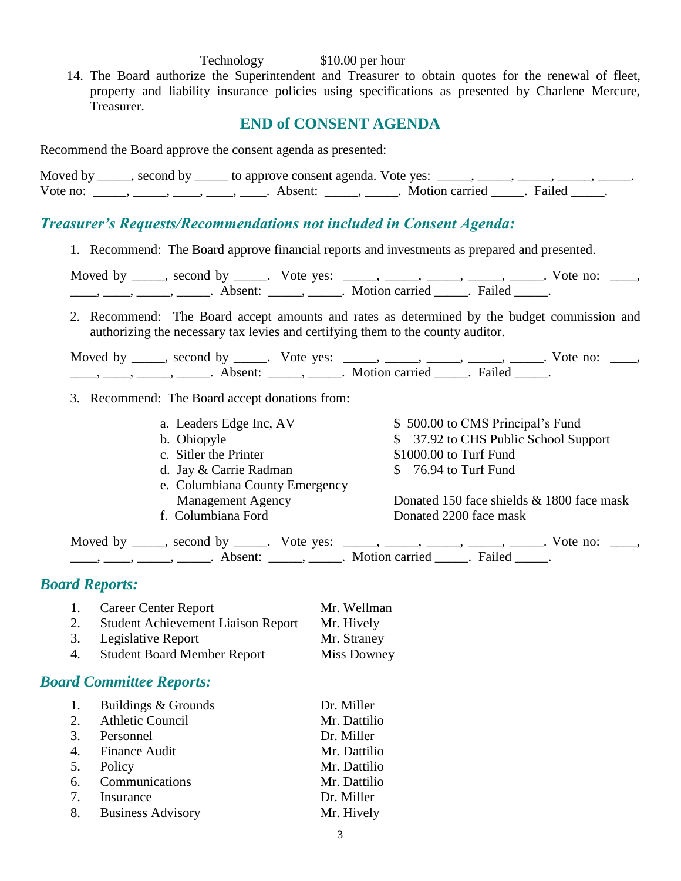Technology $10.00 per hour

14. The Board authorize the Superintendent and Treasurer to obtain quotes for the renewal of fleet, property and liability insurance policies using specifications as presented by Charlene Mercure, Treasurer.

## END of CONSENT AGENDA

Recommend the Board approve the consent agenda as presented:

Moved by _____, second by _____ to approve consent agenda. Vote yes: _____, _____, _____, _____, _____. Vote no: _____, _____, ____, ____, ____. Absent: _____, _____. Motion carried _____. Failed _____.

## *Treasurer's Requests/Recommendations not included in Consent Agenda:*

1. Recommend: The Board approve financial reports and investments as prepared and presented.

   Moved by _____, second by _____. Vote yes: _____, _____, _____, _____, _____. Vote no: ____, ____, ____, _____, _____. Absent: _____, _____. Motion carried _____. Failed _____.

2. Recommend: The Board accept amounts and rates as determined by the budget commission and authorizing the necessary tax levies and certifying them to the county auditor.

   Moved by _____, second by _____. Vote yes: _____, _____, _____, _____, _____. Vote no: ____, ____, ____, _____, _____. Absent: _____, _____. Motion carried _____. Failed _____.

3. Recommend: The Board accept donations from:

   a. Leaders Edge Inc, AV — $ 500.00 to CMS Principal's Fund
   b. Ohiopyle — $ 37.92 to CHS Public School Support
   c. Sitler the Printer — $1000.00 to Turf Fund
   d. Jay & Carrie Radman — $ 76.94 to Turf Fund
   e. Columbiana County Emergency Management Agency — Donated 150 face shields & 1800 face mask
   f. Columbiana Ford — Donated 2200 face mask

   Moved by _____, second by _____. Vote yes: _____, _____, _____, _____, _____. Vote no: ____, ____, ____, _____, _____. Absent: _____, _____. Motion carried _____. Failed _____.

## *Board Reports:*

1. Career Center Report — Mr. Wellman
2. Student Achievement Liaison Report — Mr. Hively
3. Legislative Report — Mr. Straney
4. Student Board Member Report — Miss Downey

## *Board Committee Reports:*

1. Buildings & Grounds — Dr. Miller
2. Athletic Council — Mr. Dattilio
3. Personnel — Dr. Miller
4. Finance Audit — Mr. Dattilio
5. Policy — Mr. Dattilio
6. Communications — Mr. Dattilio
7. Insurance — Dr. Miller
8. Business Advisory — Mr. Hively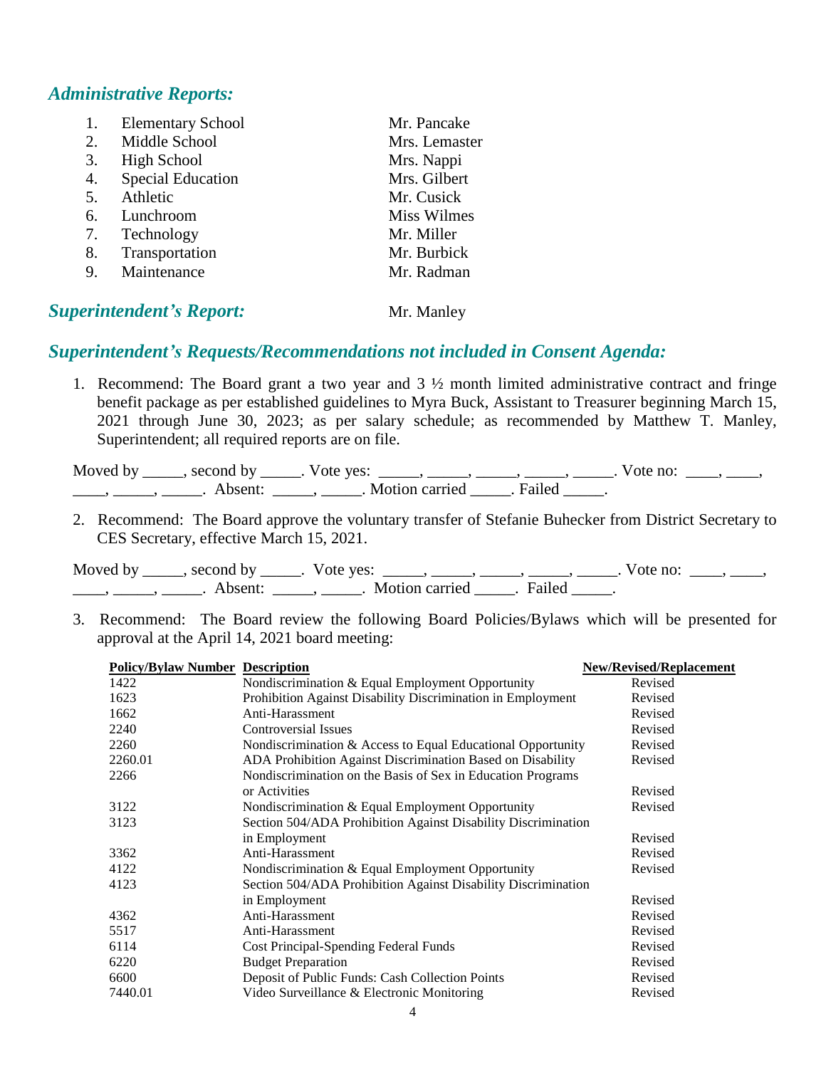## *Administrative Reports:*

| | | |
|---|---|---|
| 1. | Elementary School | Mr. Pancake |
| 2. | Middle School | Mrs. Lemaster |
| 3. | High School | Mrs. Nappi |
| 4. | Special Education | Mrs. Gilbert |
| 5. | Athletic | Mr. Cusick |
| 6. | Lunchroom | Miss Wilmes |
| 7. | Technology | Mr. Miller |
| 8. | Transportation | Mr. Burbick |
| 9. | Maintenance | Mr. Radman |

## *Superintendent's Report:* Mr. Manley

## *Superintendent's Requests/Recommendations not included in Consent Agenda:*

1. Recommend: The Board grant a two year and 3 ½ month limited administrative contract and fringe benefit package as per established guidelines to Myra Buck, Assistant to Treasurer beginning March 15, 2021 through June 30, 2023; as per salary schedule; as recommended by Matthew T. Manley, Superintendent; all required reports are on file.

Moved by _____, second by _____. Vote yes: _____, _____, _____, _____, _____. Vote no: ____, ____, ____, _____, _____. Absent: _____, _____. Motion carried _____. Failed _____.

2. Recommend: The Board approve the voluntary transfer of Stefanie Buhecker from District Secretary to CES Secretary, effective March 15, 2021.

Moved by _____, second by _____. Vote yes: _____, _____, _____, _____, _____. Vote no: ____, ____, ____, _____, _____. Absent: _____, _____. Motion carried _____. Failed _____.

3. Recommend: The Board review the following Board Policies/Bylaws which will be presented for approval at the April 14, 2021 board meeting:

| Policy/Bylaw Number | Description | New/Revised/Replacement |
|---|---|---|
| 1422 | Nondiscrimination & Equal Employment Opportunity | Revised |
| 1623 | Prohibition Against Disability Discrimination in Employment | Revised |
| 1662 | Anti-Harassment | Revised |
| 2240 | Controversial Issues | Revised |
| 2260 | Nondiscrimination & Access to Equal Educational Opportunity | Revised |
| 2260.01 | ADA Prohibition Against Discrimination Based on Disability | Revised |
| 2266 | Nondiscrimination on the Basis of Sex in Education Programs or Activities | Revised |
| 3122 | Nondiscrimination & Equal Employment Opportunity | Revised |
| 3123 | Section 504/ADA Prohibition Against Disability Discrimination in Employment | Revised |
| 3362 | Anti-Harassment | Revised |
| 4122 | Nondiscrimination & Equal Employment Opportunity | Revised |
| 4123 | Section 504/ADA Prohibition Against Disability Discrimination in Employment | Revised |
| 4362 | Anti-Harassment | Revised |
| 5517 | Anti-Harassment | Revised |
| 6114 | Cost Principal-Spending Federal Funds | Revised |
| 6220 | Budget Preparation | Revised |
| 6600 | Deposit of Public Funds: Cash Collection Points | Revised |
| 7440.01 | Video Surveillance & Electronic Monitoring | Revised |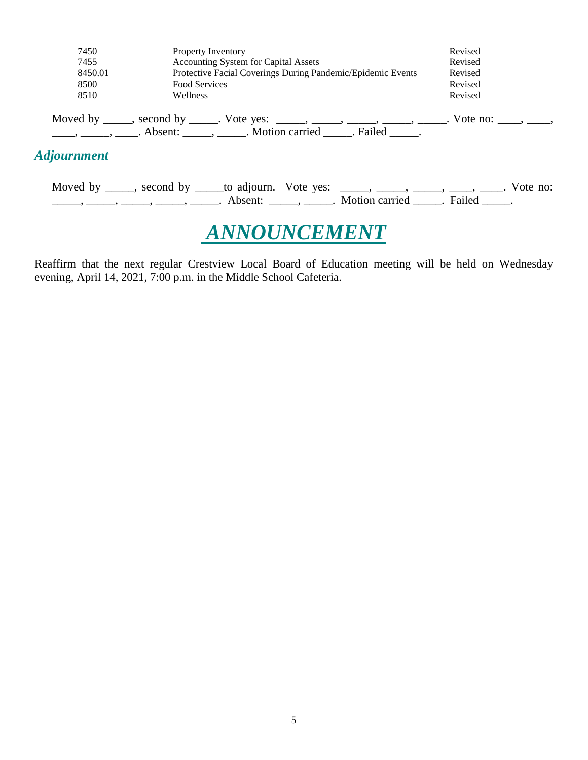| | | |
|---|---|---|
| 7450 | Property Inventory | Revised |
| 7455 | Accounting System for Capital Assets | Revised |
| 8450.01 | Protective Facial Coverings During Pandemic/Epidemic Events | Revised |
| 8500 | Food Services | Revised |
| 8510 | Wellness | Revised |

Moved by _____, second by _____. Vote yes: _____, _____, _____, _____, _____. Vote no: ____, ____, ____, _____, ____. Absent: _____, _____. Motion carried _____. Failed _____.

## *Adjournment*

Moved by _____, second by _____to adjourn. Vote yes: _____, _____, _____, ____, ____. Vote no: _____, _____, _____, _____, _____. Absent: _____, _____. Motion carried _____. Failed _____.

# ***ANNOUNCEMENT***

Reaffirm that the next regular Crestview Local Board of Education meeting will be held on Wednesday evening, April 14, 2021, 7:00 p.m. in the Middle School Cafeteria.